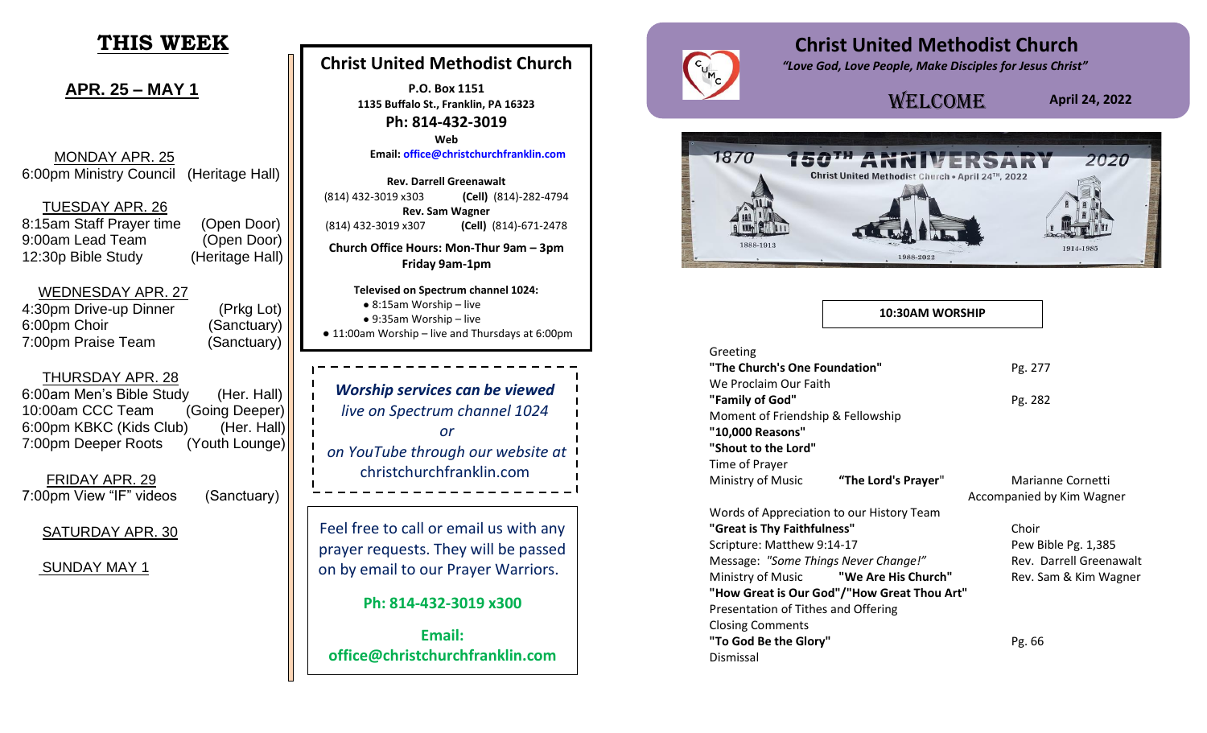# THIS WEEK

## APR. 25 – MAY 1

MONDAY APR. 25

6:00pm Ministry Council (Heritage Hall)

TUESDAY APR. 26

8:15am Staff Prayer time (Open Door)
9:00am Lead Team (Open Door)
12:30p Bible Study (Heritage Hall)

WEDNESDAY APR. 27

4:30pm Drive-up Dinner (Prkg Lot)
6:00pm Choir (Sanctuary)
7:00pm Praise Team (Sanctuary)

THURSDAY APR. 28

6:00am Men's Bible Study (Her. Hall)
10:00am CCC Team (Going Deeper)
6:00pm KBKC (Kids Club) (Her. Hall)
7:00pm Deeper Roots (Youth Lounge)

FRIDAY APR. 29

7:00pm View "IF" videos (Sanctuary)

SATURDAY APR. 30

SUNDAY MAY 1

## Christ United Methodist Church

**P.O. Box 1151**
**1135 Buffalo St., Franklin, PA 16323**
**Ph: 814-432-3019**
**Web**
**Email: office@christchurchfranklin.com**

**Rev. Darrell Greenawalt**
(814) 432-3019 x303 **(Cell)** (814)-282-4794
**Rev. Sam Wagner**
(814) 432-3019 x307 **(Cell)** (814)-671-2478

**Church Office Hours: Mon-Thur 9am – 3pm**
**Friday 9am-1pm**

**Televised on Spectrum channel 1024:**

- 8:15am Worship – live
- 9:35am Worship – live
- 11:00am Worship – live and Thursdays at 6:00pm

***Worship services can be viewed***
*live on Spectrum channel 1024*
*or*
*on YouTube through our website at*
christchurchfranklin.com

Feel free to call or email us with any prayer requests. They will be passed on by email to our Prayer Warriors.

**Ph: 814-432-3019 x300**

**Email:**
**office@christchurchfranklin.com**

# Christ United Methodist Church

*"Love God, Love People, Make Disciples for Jesus Christ"*

WELCOME **April 24, 2022**

1870 150TH ANNIVERSARY 2020
Christ United Methodist Church • April 24TH, 2022
1888-1913 1988-2022 1914-1985

**10:30AM WORSHIP**

Greeting
**"The Church's One Foundation"** Pg. 277
We Proclaim Our Faith
**"Family of God"** Pg. 282
Moment of Friendship & Fellowship
**"10,000 Reasons"**
**"Shout to the Lord"**
Time of Prayer
Ministry of Music **"The Lord's Prayer"** Marianne Cornetti
Accompanied by Kim Wagner
Words of Appreciation to our History Team
**"Great is Thy Faithfulness"** Choir
Scripture: Matthew 9:14-17 Pew Bible Pg. 1,385
Message: *"Some Things Never Change!"* Rev. Darrell Greenawalt
Ministry of Music **"We Are His Church"** Rev. Sam & Kim Wagner
**"How Great is Our God"/"How Great Thou Art"**
Presentation of Tithes and Offering
Closing Comments
**"To God Be the Glory"** Pg. 66
Dismissal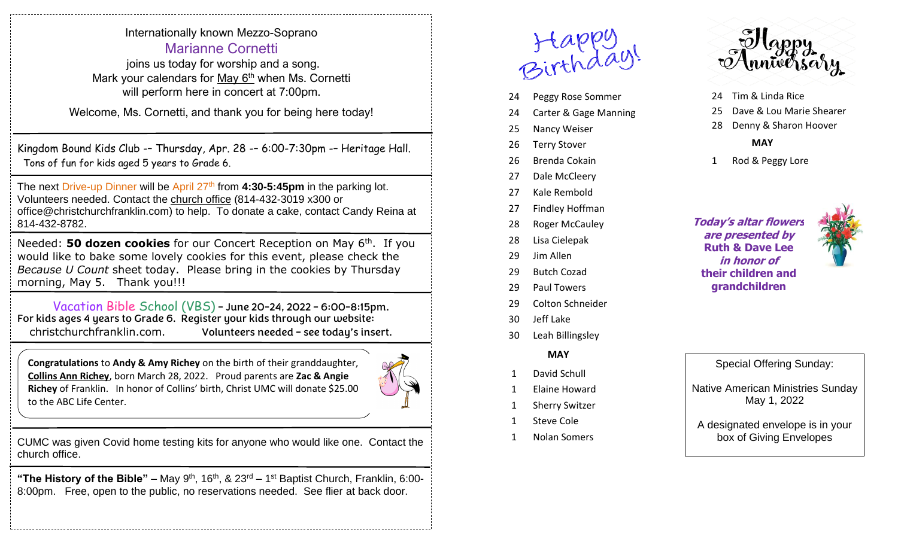Internationally known Mezzo-Soprano

Marianne Cornetti

joins us today for worship and a song.
Mark your calendars for May 6th when Ms. Cornetti will perform here in concert at 7:00pm.

Welcome, Ms. Cornetti, and thank you for being here today!

---

Kingdom Bound Kids Club -- Thursday, Apr. 28 -- 6:00-7:30pm -- Heritage Hall.
Tons of fun for kids aged 5 years to Grade 6.

---

The next Drive-up Dinner will be April 27th from **4:30-5:45pm** in the parking lot. Volunteers needed. Contact the church office (814-432-3019 x300 or office@christchurchfranklin.com) to help. To donate a cake, contact Candy Reina at 814-432-8782.

---

Needed: **50 dozen cookies** for our Concert Reception on May 6th. If you would like to bake some lovely cookies for this event, please check the *Because U Count* sheet today. Please bring in the cookies by Thursday morning, May 5. Thank you!!!

---

Vacation Bible School (VBS) - June 20-24, 2022 - 6:00-8:15pm.
For kids ages 4 years to Grade 6. Register your kids through our website: christchurchfranklin.com. Volunteers needed - see today's insert.

---

**Congratulations** to **Andy & Amy Richey** on the birth of their granddaughter, **Collins Ann Richey**, born March 28, 2022. Proud parents are **Zac & Angie Richey** of Franklin. In honor of Collins' birth, Christ UMC will donate $25.00 to the ABC Life Center.

---

CUMC was given Covid home testing kits for anyone who would like one. Contact the church office.

---

**"The History of the Bible"** – May 9th, 16th, & 23rd – 1st Baptist Church, Franklin, 6:00-8:00pm. Free, open to the public, no reservations needed. See flier at back door.

## Happy Birthday!

- 24 Peggy Rose Sommer
- 24 Carter & Gage Manning
- 25 Nancy Weiser
- 26 Terry Stover
- 26 Brenda Cokain
- 27 Dale McCleery
- 27 Kale Rembold
- 27 Findley Hoffman
- 28 Roger McCauley
- 28 Lisa Cielepak
- 29 Jim Allen
- 29 Butch Cozad
- 29 Paul Towers
- 29 Colton Schneider
- 30 Jeff Lake
- 30 Leah Billingsley

**MAY**

- 1 David Schull
- 1 Elaine Howard
- 1 Sherry Switzer
- 1 Steve Cole
- 1 Nolan Somers

## Happy Anniversary

- 24 Tim & Linda Rice
- 25 Dave & Lou Marie Shearer
- 28 Denny & Sharon Hoover

**MAY**

- 1 Rod & Peggy Lore

***Today's altar flowers are presented by Ruth & Dave Lee in honor of their children and grandchildren***

Special Offering Sunday:

Native American Ministries Sunday
May 1, 2022

A designated envelope is in your box of Giving Envelopes